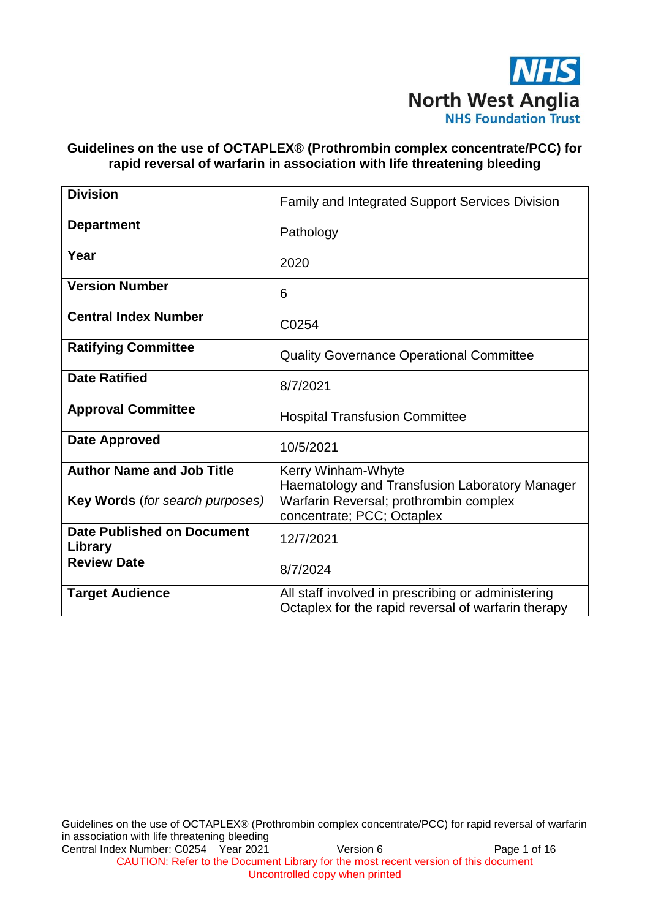North West Anglia
NHS Foundation Trust

# Guidelines on the use of OCTAPLEX® (Prothrombin complex concentrate/PCC) for rapid reversal of warfarin in association with life threatening bleeding

| | |
|---|---|
| **Division** | Family and Integrated Support Services Division |
| **Department** | Pathology |
| **Year** | 2020 |
| **Version Number** | 6 |
| **Central Index Number** | C0254 |
| **Ratifying Committee** | Quality Governance Operational Committee |
| **Date Ratified** | 8/7/2021 |
| **Approval Committee** | Hospital Transfusion Committee |
| **Date Approved** | 10/5/2021 |
| **Author Name and Job Title** | Kerry Winham-Whyte<br>Haematology and Transfusion Laboratory Manager |
| **Key Words** (*for search purposes*) | Warfarin Reversal; prothrombin complex concentrate; PCC; Octaplex |
| **Date Published on Document Library** | 12/7/2021 |
| **Review Date** | 8/7/2024 |
| **Target Audience** | All staff involved in prescribing or administering Octaplex for the rapid reversal of warfarin therapy |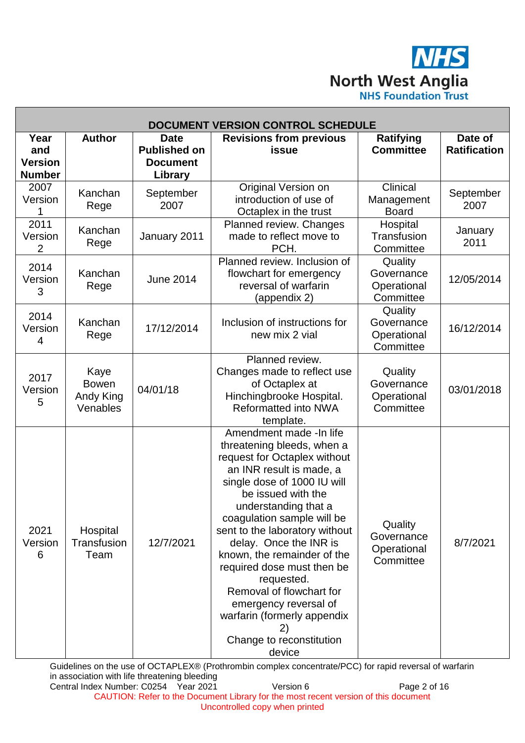**DOCUMENT VERSION CONTROL SCHEDULE**

| Year and Version Number | Author | Date Published on Document Library | Revisions from previous issue | Ratifying Committee | Date of Ratification |
|---|---|---|---|---|---|
| 2007 Version 1 | Kanchan Rege | September 2007 | Original Version on introduction of use of Octaplex in the trust | Clinical Management Board | September 2007 |
| 2011 Version 2 | Kanchan Rege | January 2011 | Planned review. Changes made to reflect move to PCH. | Hospital Transfusion Committee | January 2011 |
| 2014 Version 3 | Kanchan Rege | June 2014 | Planned review. Inclusion of flowchart for emergency reversal of warfarin (appendix 2) | Quality Governance Operational Committee | 12/05/2014 |
| 2014 Version 4 | Kanchan Rege | 17/12/2014 | Inclusion of instructions for new mix 2 vial | Quality Governance Operational Committee | 16/12/2014 |
| 2017 Version 5 | Kaye Bowen Andy King Venables | 04/01/18 | Planned review. Changes made to reflect use of Octaplex at Hinchingbrooke Hospital. Reformatted into NWA template. | Quality Governance Operational Committee | 03/01/2018 |
| 2021 Version 6 | Hospital Transfusion Team | 12/7/2021 | Amendment made -In life threatening bleeds, when a request for Octaplex without an INR result is made, a single dose of 1000 IU will be issued with the understanding that a coagulation sample will be sent to the laboratory without delay. Once the INR is known, the remainder of the required dose must then be requested. Removal of flowchart for emergency reversal of warfarin (formerly appendix 2) Change to reconstitution device | Quality Governance Operational Committee | 8/7/2021 |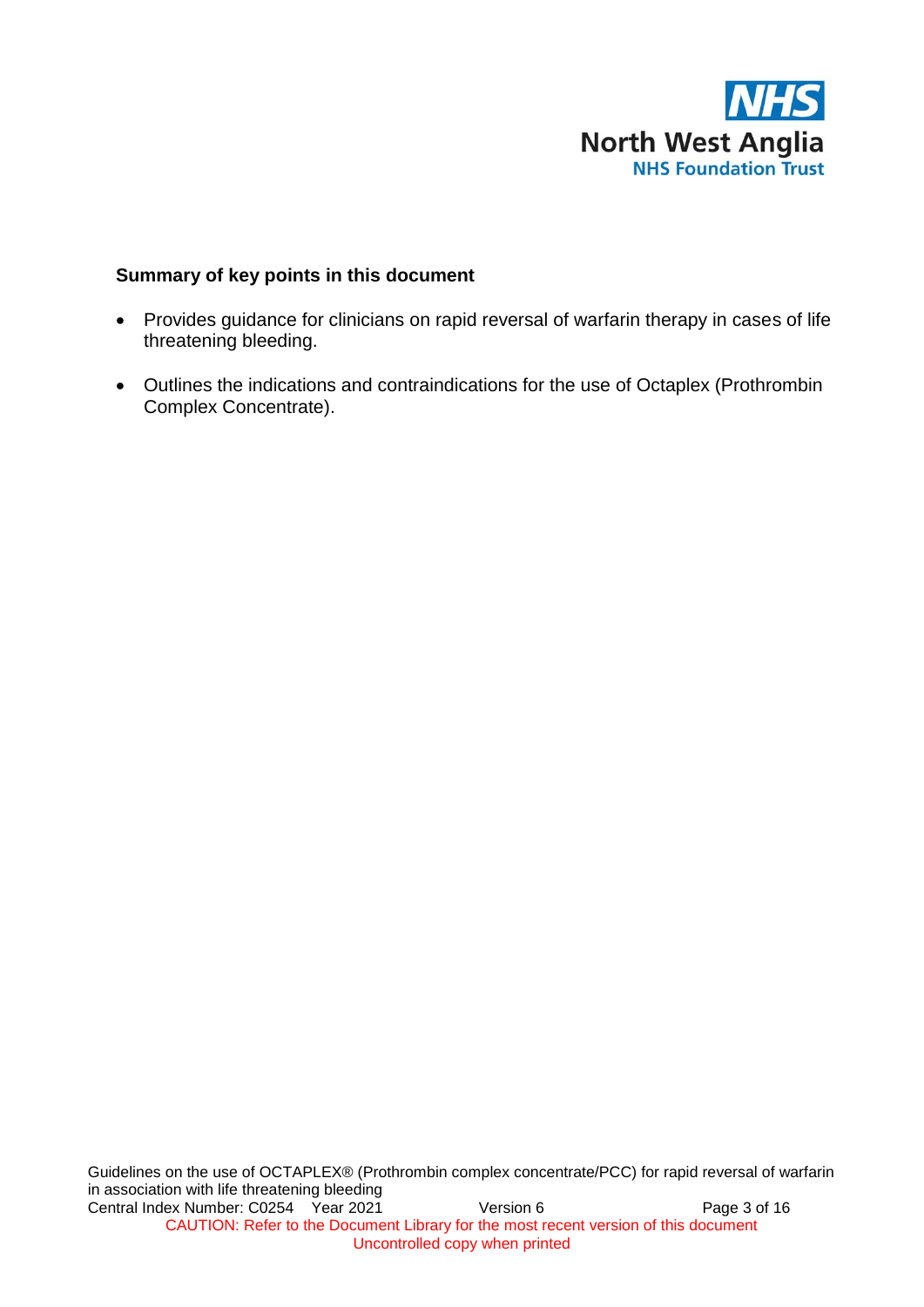**Summary of key points in this document**

- Provides guidance for clinicians on rapid reversal of warfarin therapy in cases of life threatening bleeding.
- Outlines the indications and contraindications for the use of Octaplex (Prothrombin Complex Concentrate).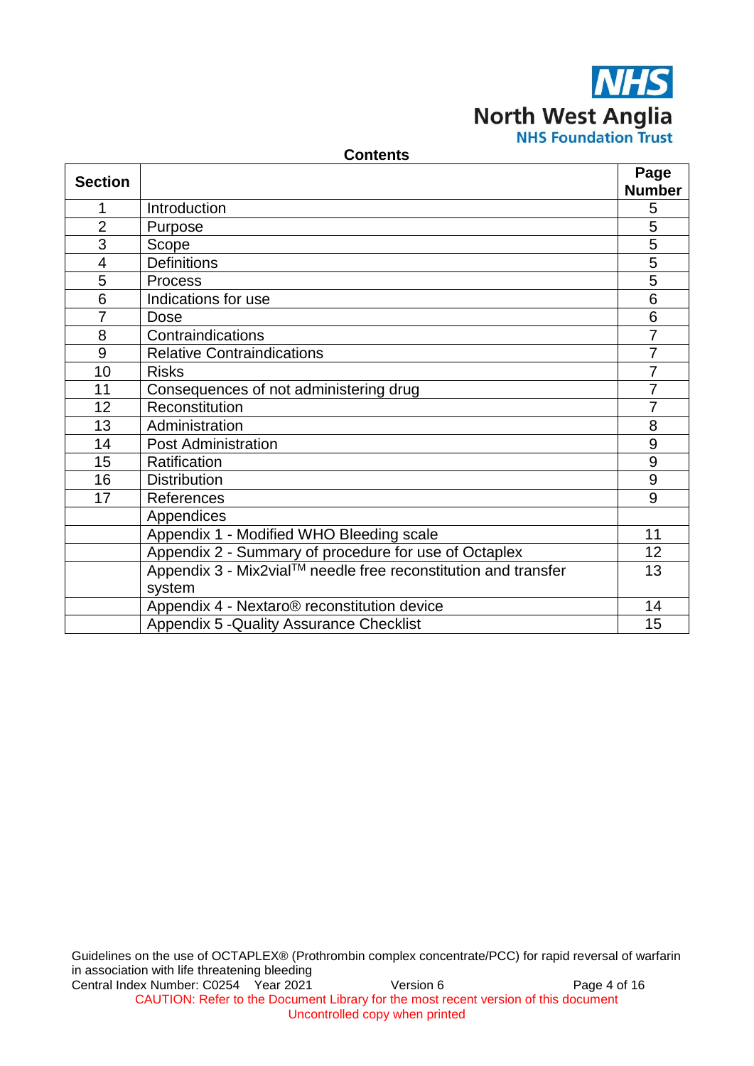**Contents**

| Section | | Page Number |
|---|---|---|
| 1 | Introduction | 5 |
| 2 | Purpose | 5 |
| 3 | Scope | 5 |
| 4 | Definitions | 5 |
| 5 | Process | 5 |
| 6 | Indications for use | 6 |
| 7 | Dose | 6 |
| 8 | Contraindications | 7 |
| 9 | Relative Contraindications | 7 |
| 10 | Risks | 7 |
| 11 | Consequences of not administering drug | 7 |
| 12 | Reconstitution | 7 |
| 13 | Administration | 8 |
| 14 | Post Administration | 9 |
| 15 | Ratification | 9 |
| 16 | Distribution | 9 |
| 17 | References | 9 |
| | Appendices | |
| | Appendix 1 - Modified WHO Bleeding scale | 11 |
| | Appendix 2 - Summary of procedure for use of Octaplex | 12 |
| | Appendix 3 - Mix2vial™ needle free reconstitution and transfer system | 13 |
| | Appendix 4 - Nextaro® reconstitution device | 14 |
| | Appendix 5 -Quality Assurance Checklist | 15 |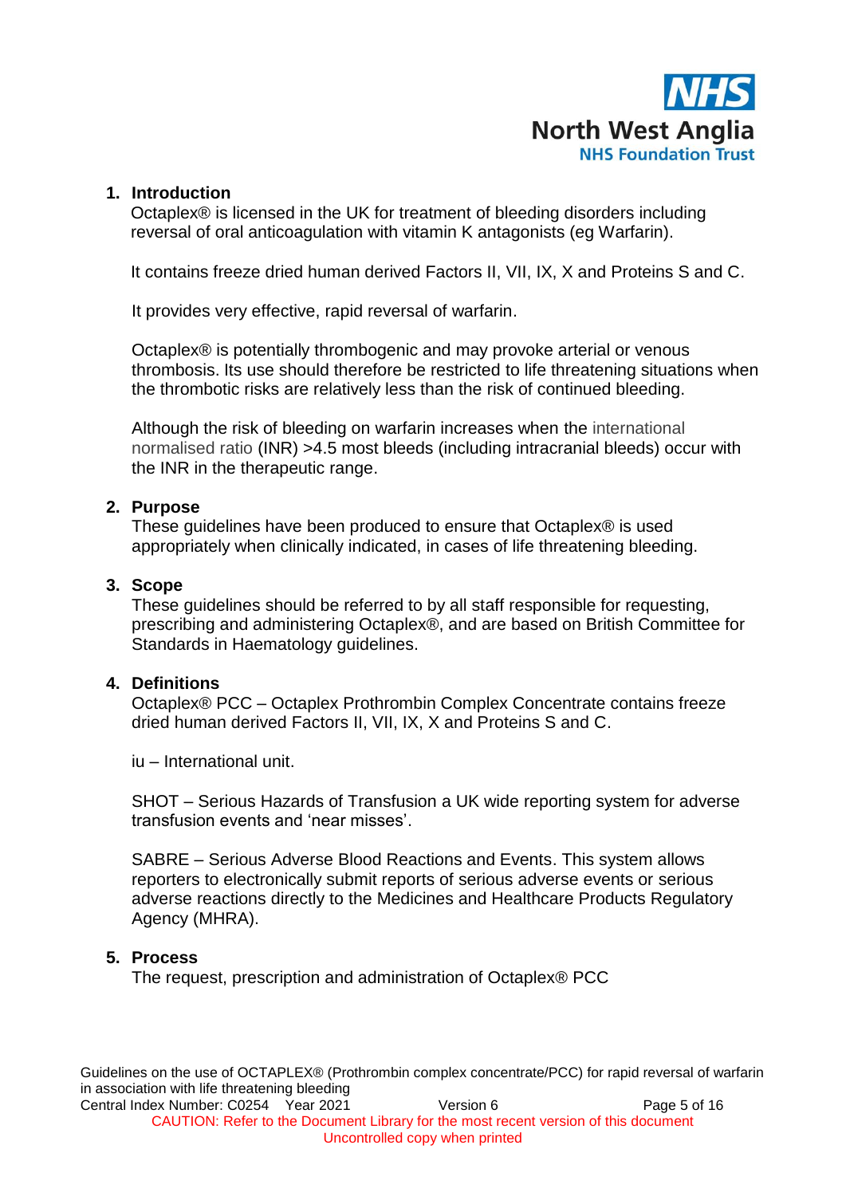## 1. Introduction

Octaplex® is licensed in the UK for treatment of bleeding disorders including reversal of oral anticoagulation with vitamin K antagonists (eg Warfarin).

It contains freeze dried human derived Factors II, VII, IX, X and Proteins S and C.

It provides very effective, rapid reversal of warfarin.

Octaplex® is potentially thrombogenic and may provoke arterial or venous thrombosis. Its use should therefore be restricted to life threatening situations when the thrombotic risks are relatively less than the risk of continued bleeding.

Although the risk of bleeding on warfarin increases when the international normalised ratio (INR) >4.5 most bleeds (including intracranial bleeds) occur with the INR in the therapeutic range.

## 2. Purpose

These guidelines have been produced to ensure that Octaplex® is used appropriately when clinically indicated, in cases of life threatening bleeding.

## 3. Scope

These guidelines should be referred to by all staff responsible for requesting, prescribing and administering Octaplex®, and are based on British Committee for Standards in Haematology guidelines.

## 4. Definitions

Octaplex® PCC – Octaplex Prothrombin Complex Concentrate contains freeze dried human derived Factors II, VII, IX, X and Proteins S and C.

iu – International unit.

SHOT – Serious Hazards of Transfusion a UK wide reporting system for adverse transfusion events and 'near misses'.

SABRE – Serious Adverse Blood Reactions and Events. This system allows reporters to electronically submit reports of serious adverse events or serious adverse reactions directly to the Medicines and Healthcare Products Regulatory Agency (MHRA).

## 5. Process

The request, prescription and administration of Octaplex® PCC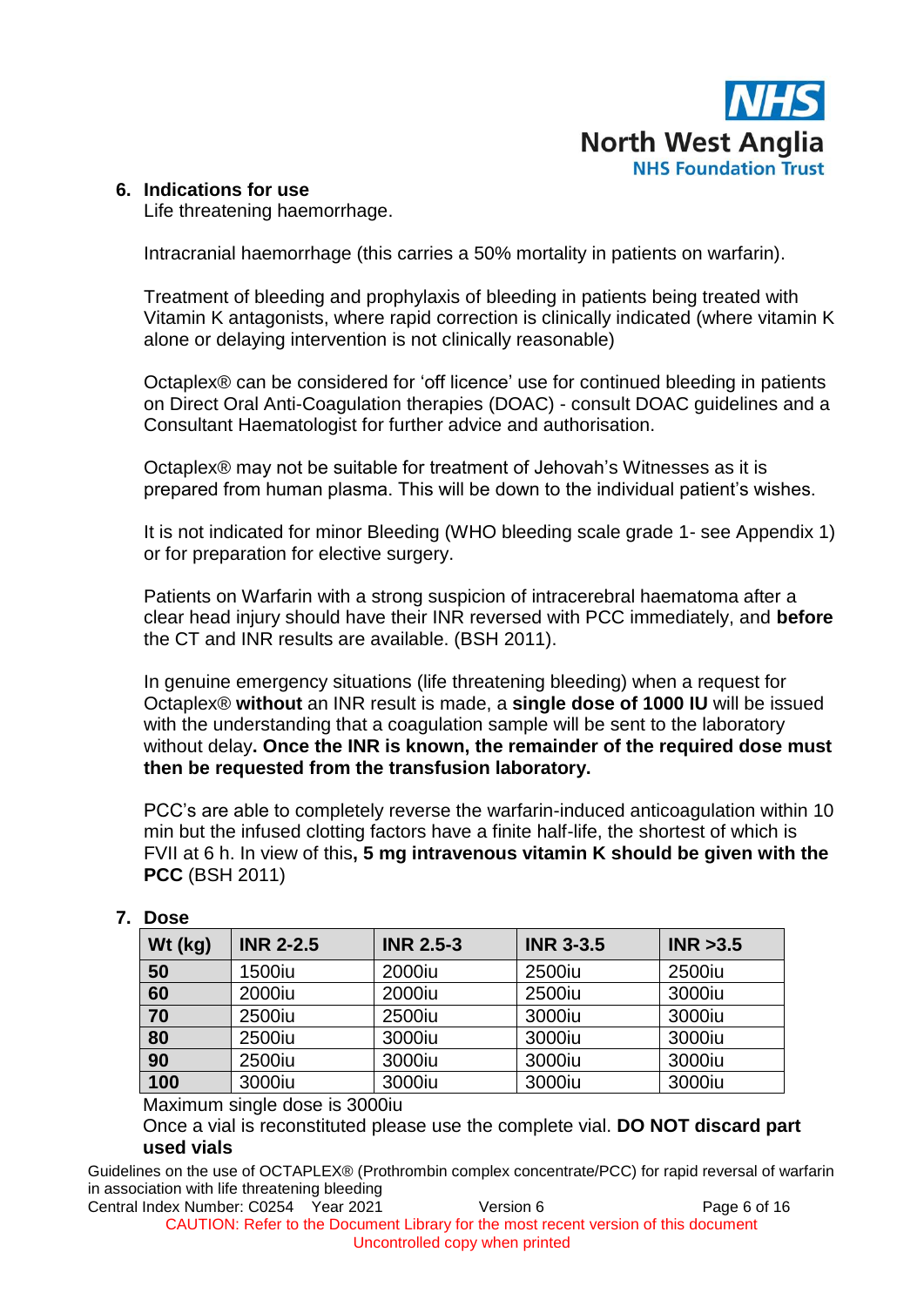## 6. Indications for use

Life threatening haemorrhage.

Intracranial haemorrhage (this carries a 50% mortality in patients on warfarin).

Treatment of bleeding and prophylaxis of bleeding in patients being treated with Vitamin K antagonists, where rapid correction is clinically indicated (where vitamin K alone or delaying intervention is not clinically reasonable)

Octaplex® can be considered for 'off licence' use for continued bleeding in patients on Direct Oral Anti-Coagulation therapies (DOAC) - consult DOAC guidelines and a Consultant Haematologist for further advice and authorisation.

Octaplex® may not be suitable for treatment of Jehovah's Witnesses as it is prepared from human plasma. This will be down to the individual patient's wishes.

It is not indicated for minor Bleeding (WHO bleeding scale grade 1- see Appendix 1) or for preparation for elective surgery.

Patients on Warfarin with a strong suspicion of intracerebral haematoma after a clear head injury should have their INR reversed with PCC immediately, and **before** the CT and INR results are available. (BSH 2011).

In genuine emergency situations (life threatening bleeding) when a request for Octaplex® **without** an INR result is made, a **single dose of 1000 IU** will be issued with the understanding that a coagulation sample will be sent to the laboratory without delay**. Once the INR is known, the remainder of the required dose must then be requested from the transfusion laboratory.**

PCC's are able to completely reverse the warfarin-induced anticoagulation within 10 min but the infused clotting factors have a finite half-life, the shortest of which is FVII at 6 h. In view of this**, 5 mg intravenous vitamin K should be given with the PCC** (BSH 2011)

## 7. Dose

| Wt (kg) | INR 2-2.5 | INR 2.5-3 | INR 3-3.5 | INR >3.5 |
|---|---|---|---|---|
| **50** | 1500iu | 2000iu | 2500iu | 2500iu |
| **60** | 2000iu | 2000iu | 2500iu | 3000iu |
| **70** | 2500iu | 2500iu | 3000iu | 3000iu |
| **80** | 2500iu | 3000iu | 3000iu | 3000iu |
| **90** | 2500iu | 3000iu | 3000iu | 3000iu |
| **100** | 3000iu | 3000iu | 3000iu | 3000iu |

Maximum single dose is 3000iu

Once a vial is reconstituted please use the complete vial. **DO NOT discard part used vials**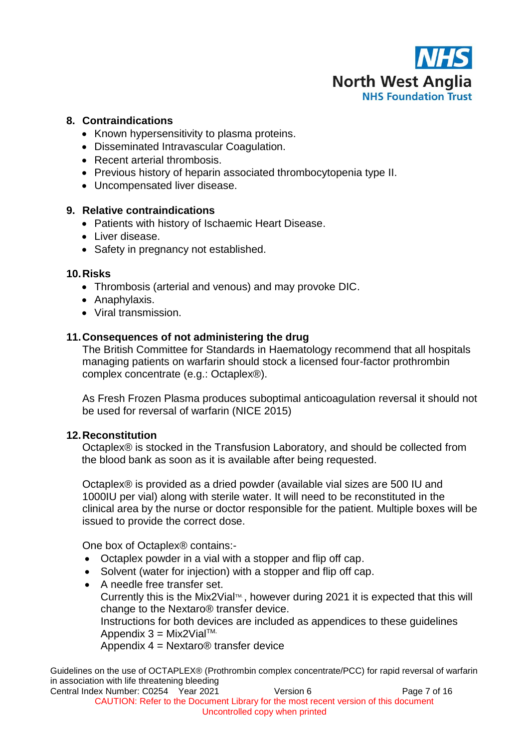## 8. Contraindications

- Known hypersensitivity to plasma proteins.
- Disseminated Intravascular Coagulation.
- Recent arterial thrombosis.
- Previous history of heparin associated thrombocytopenia type II.
- Uncompensated liver disease.

## 9. Relative contraindications

- Patients with history of Ischaemic Heart Disease.
- Liver disease.
- Safety in pregnancy not established.

## 10. Risks

- Thrombosis (arterial and venous) and may provoke DIC.
- Anaphylaxis.
- Viral transmission.

## 11. Consequences of not administering the drug

The British Committee for Standards in Haematology recommend that all hospitals managing patients on warfarin should stock a licensed four-factor prothrombin complex concentrate (e.g.: Octaplex®).

As Fresh Frozen Plasma produces suboptimal anticoagulation reversal it should not be used for reversal of warfarin (NICE 2015)

## 12. Reconstitution

Octaplex® is stocked in the Transfusion Laboratory, and should be collected from the blood bank as soon as it is available after being requested.

Octaplex® is provided as a dried powder (available vial sizes are 500 IU and 1000IU per vial) along with sterile water. It will need to be reconstituted in the clinical area by the nurse or doctor responsible for the patient. Multiple boxes will be issued to provide the correct dose.

One box of Octaplex® contains:-

- Octaplex powder in a vial with a stopper and flip off cap.
- Solvent (water for injection) with a stopper and flip off cap.
- A needle free transfer set.
  Currently this is the Mix2Vial™, however during 2021 it is expected that this will change to the Nextaro® transfer device.
  Instructions for both devices are included as appendices to these guidelines
  Appendix 3 = Mix2Vial™.
  Appendix 4 = Nextaro® transfer device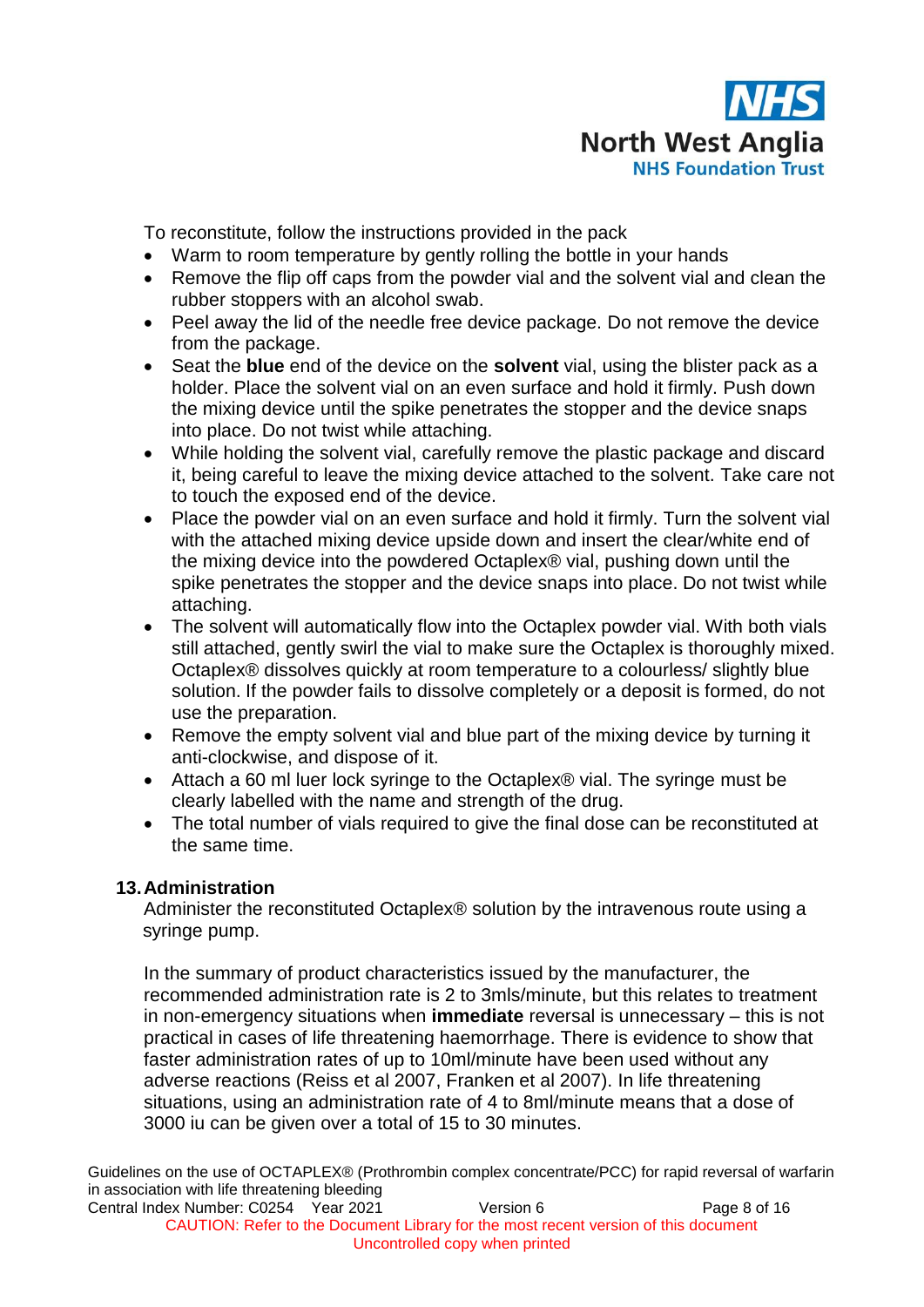To reconstitute, follow the instructions provided in the pack

- Warm to room temperature by gently rolling the bottle in your hands
- Remove the flip off caps from the powder vial and the solvent vial and clean the rubber stoppers with an alcohol swab.
- Peel away the lid of the needle free device package. Do not remove the device from the package.
- Seat the **blue** end of the device on the **solvent** vial, using the blister pack as a holder. Place the solvent vial on an even surface and hold it firmly. Push down the mixing device until the spike penetrates the stopper and the device snaps into place. Do not twist while attaching.
- While holding the solvent vial, carefully remove the plastic package and discard it, being careful to leave the mixing device attached to the solvent. Take care not to touch the exposed end of the device.
- Place the powder vial on an even surface and hold it firmly. Turn the solvent vial with the attached mixing device upside down and insert the clear/white end of the mixing device into the powdered Octaplex® vial, pushing down until the spike penetrates the stopper and the device snaps into place. Do not twist while attaching.
- The solvent will automatically flow into the Octaplex powder vial. With both vials still attached, gently swirl the vial to make sure the Octaplex is thoroughly mixed. Octaplex® dissolves quickly at room temperature to a colourless/ slightly blue solution. If the powder fails to dissolve completely or a deposit is formed, do not use the preparation.
- Remove the empty solvent vial and blue part of the mixing device by turning it anti-clockwise, and dispose of it.
- Attach a 60 ml luer lock syringe to the Octaplex® vial. The syringe must be clearly labelled with the name and strength of the drug.
- The total number of vials required to give the final dose can be reconstituted at the same time.

## 13. Administration

Administer the reconstituted Octaplex® solution by the intravenous route using a syringe pump.

In the summary of product characteristics issued by the manufacturer, the recommended administration rate is 2 to 3mls/minute, but this relates to treatment in non-emergency situations when **immediate** reversal is unnecessary – this is not practical in cases of life threatening haemorrhage. There is evidence to show that faster administration rates of up to 10ml/minute have been used without any adverse reactions (Reiss et al 2007, Franken et al 2007). In life threatening situations, using an administration rate of 4 to 8ml/minute means that a dose of 3000 iu can be given over a total of 15 to 30 minutes.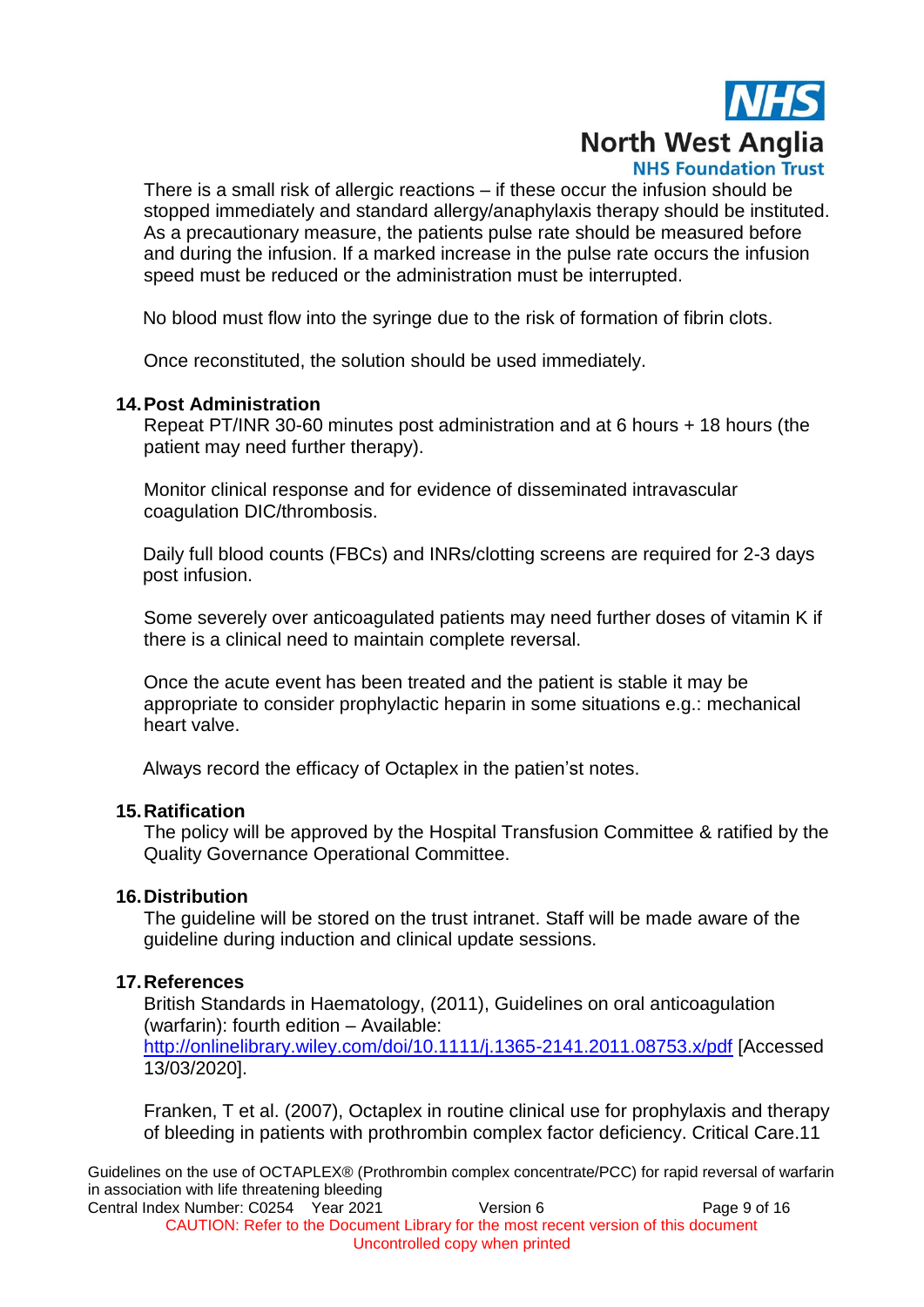There is a small risk of allergic reactions – if these occur the infusion should be stopped immediately and standard allergy/anaphylaxis therapy should be instituted. As a precautionary measure, the patients pulse rate should be measured before and during the infusion. If a marked increase in the pulse rate occurs the infusion speed must be reduced or the administration must be interrupted.

No blood must flow into the syringe due to the risk of formation of fibrin clots.

Once reconstituted, the solution should be used immediately.

## 14. Post Administration

Repeat PT/INR 30-60 minutes post administration and at 6 hours + 18 hours (the patient may need further therapy).

Monitor clinical response and for evidence of disseminated intravascular coagulation DIC/thrombosis.

Daily full blood counts (FBCs) and INRs/clotting screens are required for 2-3 days post infusion.

Some severely over anticoagulated patients may need further doses of vitamin K if there is a clinical need to maintain complete reversal.

Once the acute event has been treated and the patient is stable it may be appropriate to consider prophylactic heparin in some situations e.g.: mechanical heart valve.

Always record the efficacy of Octaplex in the patien'st notes.

## 15. Ratification

The policy will be approved by the Hospital Transfusion Committee & ratified by the Quality Governance Operational Committee.

## 16. Distribution

The guideline will be stored on the trust intranet. Staff will be made aware of the guideline during induction and clinical update sessions.

## 17. References

British Standards in Haematology, (2011), Guidelines on oral anticoagulation (warfarin): fourth edition – Available: [http://onlinelibrary.wiley.com/doi/10.1111/j.1365-2141.2011.08753.x/pdf](http://onlinelibrary.wiley.com/doi/10.1111/j.1365-2141.2011.08753.x/pdf) [Accessed 13/03/2020].

Franken, T et al. (2007), Octaplex in routine clinical use for prophylaxis and therapy of bleeding in patients with prothrombin complex factor deficiency. Critical Care.11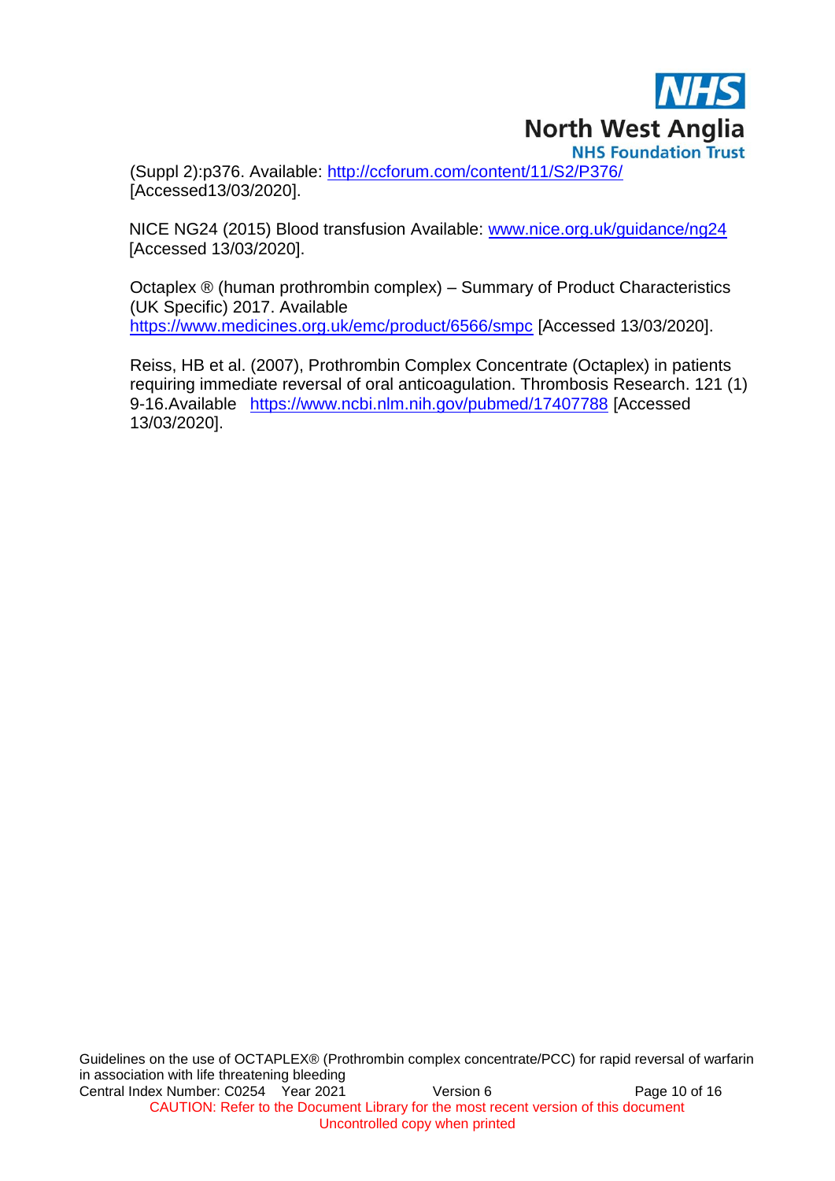(Suppl 2):p376. Available: http://ccforum.com/content/11/S2/P376/ [Accessed13/03/2020].

NICE NG24 (2015) Blood transfusion Available: www.nice.org.uk/guidance/ng24 [Accessed 13/03/2020].

Octaplex ® (human prothrombin complex) – Summary of Product Characteristics (UK Specific) 2017. Available https://www.medicines.org.uk/emc/product/6566/smpc [Accessed 13/03/2020].

Reiss, HB et al. (2007), Prothrombin Complex Concentrate (Octaplex) in patients requiring immediate reversal of oral anticoagulation. Thrombosis Research. 121 (1) 9-16.Available https://www.ncbi.nlm.nih.gov/pubmed/17407788 [Accessed 13/03/2020].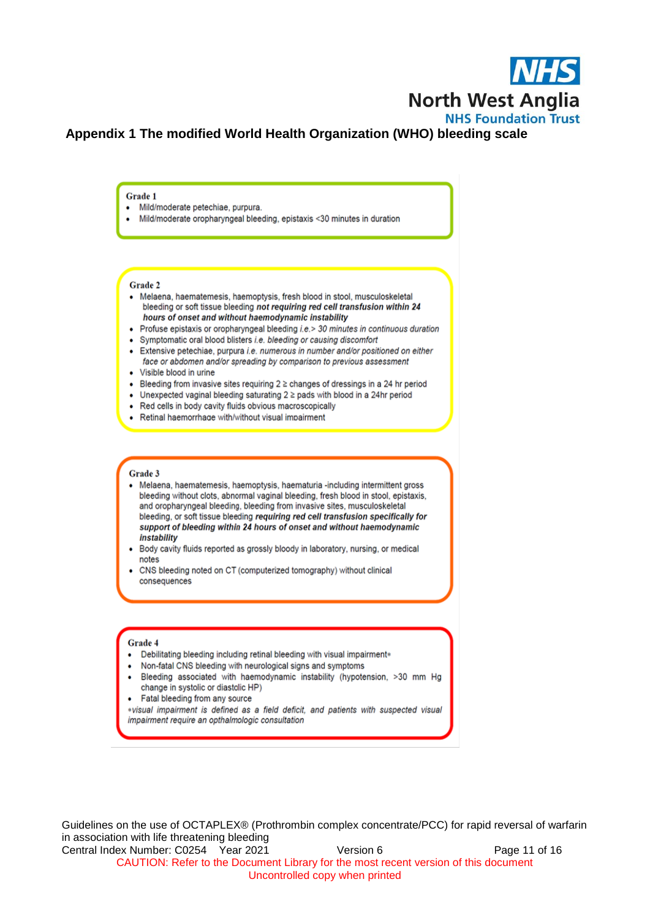## Appendix 1 The modified World Health Organization (WHO) bleeding scale

**Grade 1**

- Mild/moderate petechiae, purpura.
- Mild/moderate oropharyngeal bleeding, epistaxis <30 minutes in duration

**Grade 2**

- Melaena, haematemesis, haemoptysis, fresh blood in stool, musculoskeletal bleeding or soft tissue bleeding ***not requiring red cell transfusion within 24 hours of onset and without haemodynamic instability***
- Profuse epistaxis or oropharyngeal bleeding *i.e.> 30 minutes in continuous duration*
- Symptomatic oral blood blisters *i.e. bleeding or causing discomfort*
- Extensive petechiae, purpura *i.e. numerous in number and/or positioned on either face or abdomen and/or spreading by comparison to previous assessment*
- Visible blood in urine
- Bleeding from invasive sites requiring 2 ≥ changes of dressings in a 24 hr period
- Unexpected vaginal bleeding saturating 2 ≥ pads with blood in a 24hr period
- Red cells in body cavity fluids obvious macroscopically
- Retinal haemorrhage with/without visual impairment

**Grade 3**

- Melaena, haematemesis, haemoptysis, haematuria -including intermittent gross bleeding without clots, abnormal vaginal bleeding, fresh blood in stool, epistaxis, and oropharyngeal bleeding, bleeding from invasive sites, musculoskeletal bleeding, or soft tissue bleeding ***requiring red cell transfusion specifically for support of bleeding within 24 hours of onset and without haemodynamic instability***
- Body cavity fluids reported as grossly bloody in laboratory, nursing, or medical notes
- CNS bleeding noted on CT (computerized tomography) without clinical consequences

**Grade 4**

- Debilitating bleeding including retinal bleeding with visual impairment*
- Non-fatal CNS bleeding with neurological signs and symptoms
- Bleeding associated with haemodynamic instability (hypotension, >30 mm Hg change in systolic or diastolic HP)
- Fatal bleeding from any source

**visual impairment is defined as a field deficit, and patients with suspected visual impairment require an opthalmologic consultation*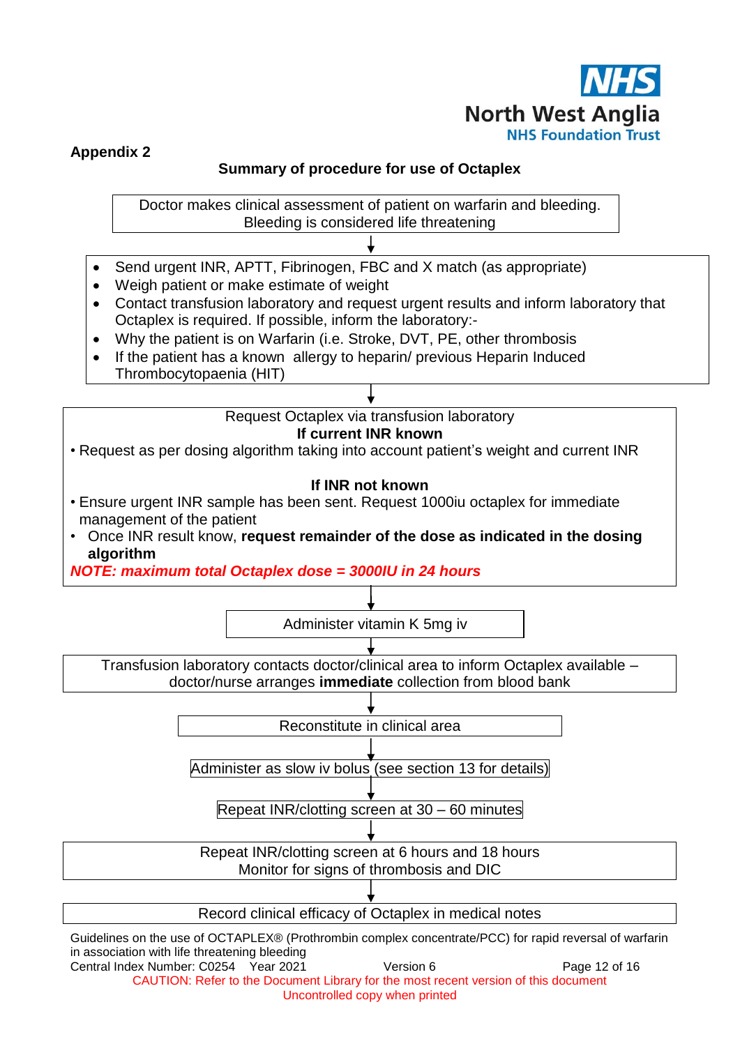**Appendix 2**

## Summary of procedure for use of Octaplex

Doctor makes clinical assessment of patient on warfarin and bleeding. Bleeding is considered life threatening

↓

- Send urgent INR, APTT, Fibrinogen, FBC and X match (as appropriate)
- Weigh patient or make estimate of weight
- Contact transfusion laboratory and request urgent results and inform laboratory that Octaplex is required. If possible, inform the laboratory:-
- Why the patient is on Warfarin (i.e. Stroke, DVT, PE, other thrombosis
- If the patient has a known allergy to heparin/ previous Heparin Induced Thrombocytopaenia (HIT)

↓

Request Octaplex via transfusion laboratory

**If current INR known**

- Request as per dosing algorithm taking into account patient's weight and current INR

**If INR not known**

- Ensure urgent INR sample has been sent. Request 1000iu octaplex for immediate management of the patient
- Once INR result know, **request remainder of the dose as indicated in the dosing algorithm**

***NOTE: maximum total Octaplex dose = 3000IU in 24 hours***

↓

Administer vitamin K 5mg iv

↓

Transfusion laboratory contacts doctor/clinical area to inform Octaplex available – doctor/nurse arranges **immediate** collection from blood bank

↓

Reconstitute in clinical area

↓

Administer as slow iv bolus (see section 13 for details)

↓

Repeat INR/clotting screen at 30 – 60 minutes

↓

Repeat INR/clotting screen at 6 hours and 18 hours
Monitor for signs of thrombosis and DIC

↓

Record clinical efficacy of Octaplex in medical notes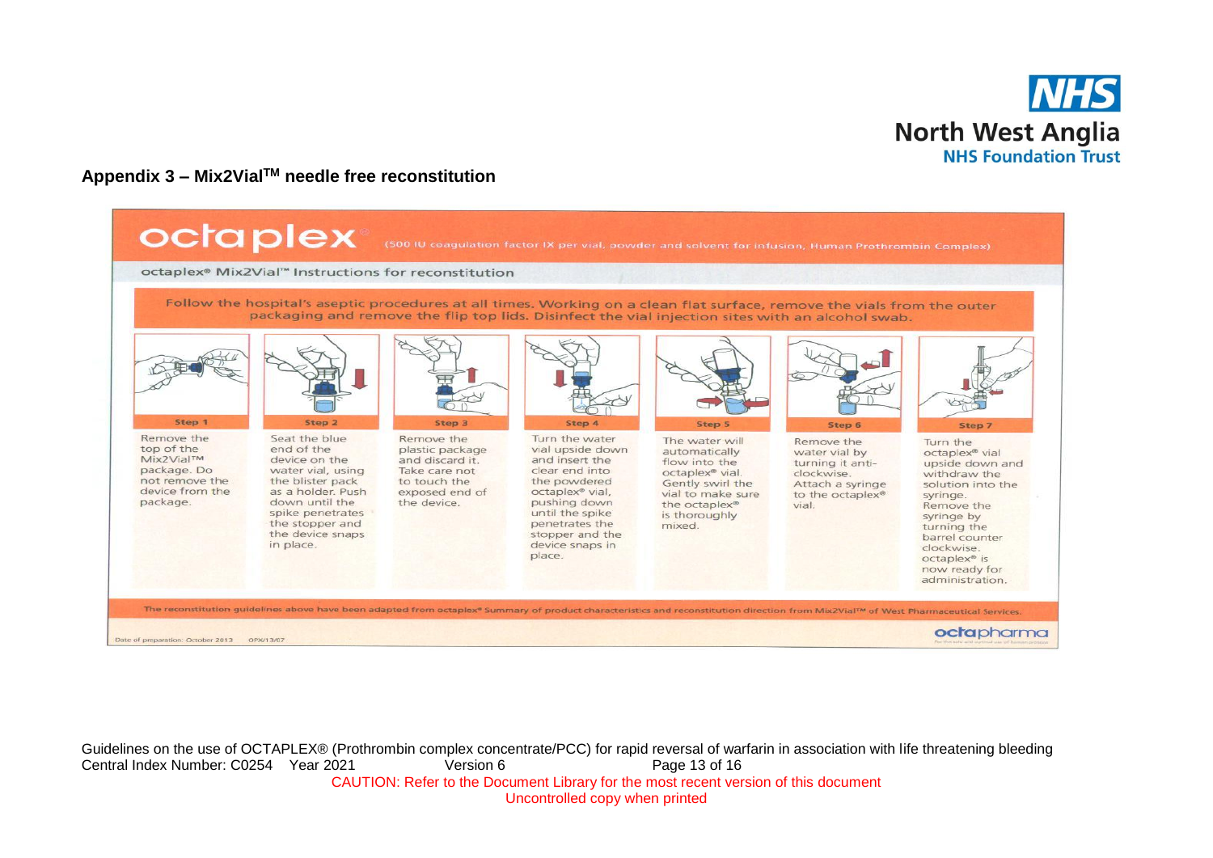## Appendix 3 – Mix2Vial[TM] needle free reconstitution

# octaplex®

(500 IU coagulation factor IX per vial, powder and solvent for infusion, Human Prothrombin Complex)

octaplex® Mix2Vial™ Instructions for reconstitution

Follow the hospital's aseptic procedures at all times. Working on a clean flat surface, remove the vials from the outer packaging and remove the flip top lids. Disinfect the vial injection sites with an alcohol swab.

**Step 1**

Remove the top of the Mix2Vial™ package. Do not remove the device from the package.

**Step 2**

Seat the blue end of the device on the water vial, using the blister pack as a holder. Push down until the spike penetrates the stopper and the device snaps in place.

**Step 3**

Remove the plastic package and discard it. Take care not to touch the exposed end of the device.

**Step 4**

Turn the water vial upside down and insert the clear end into the powdered octaplex® vial, pushing down until the spike penetrates the stopper and the device snaps in place.

**Step 5**

The water will automatically flow into the octaplex® vial. Gently swirl the vial to make sure the octaplex® is thoroughly mixed.

**Step 6**

Remove the water vial by turning it anti-clockwise. Attach a syringe to the octaplex® vial.

**Step 7**

Turn the octaplex® vial upside down and withdraw the solution into the syringe. Remove the syringe by turning the barrel counter clockwise. octaplex® is now ready for administration.

The reconstitution guidelines above have been adapted from octaplex® Summary of product characteristics and reconstitution direction from Mix2Vial™ of West Pharmaceutical Services.

Date of preparation: October 2013 OPX/13/07

octapharma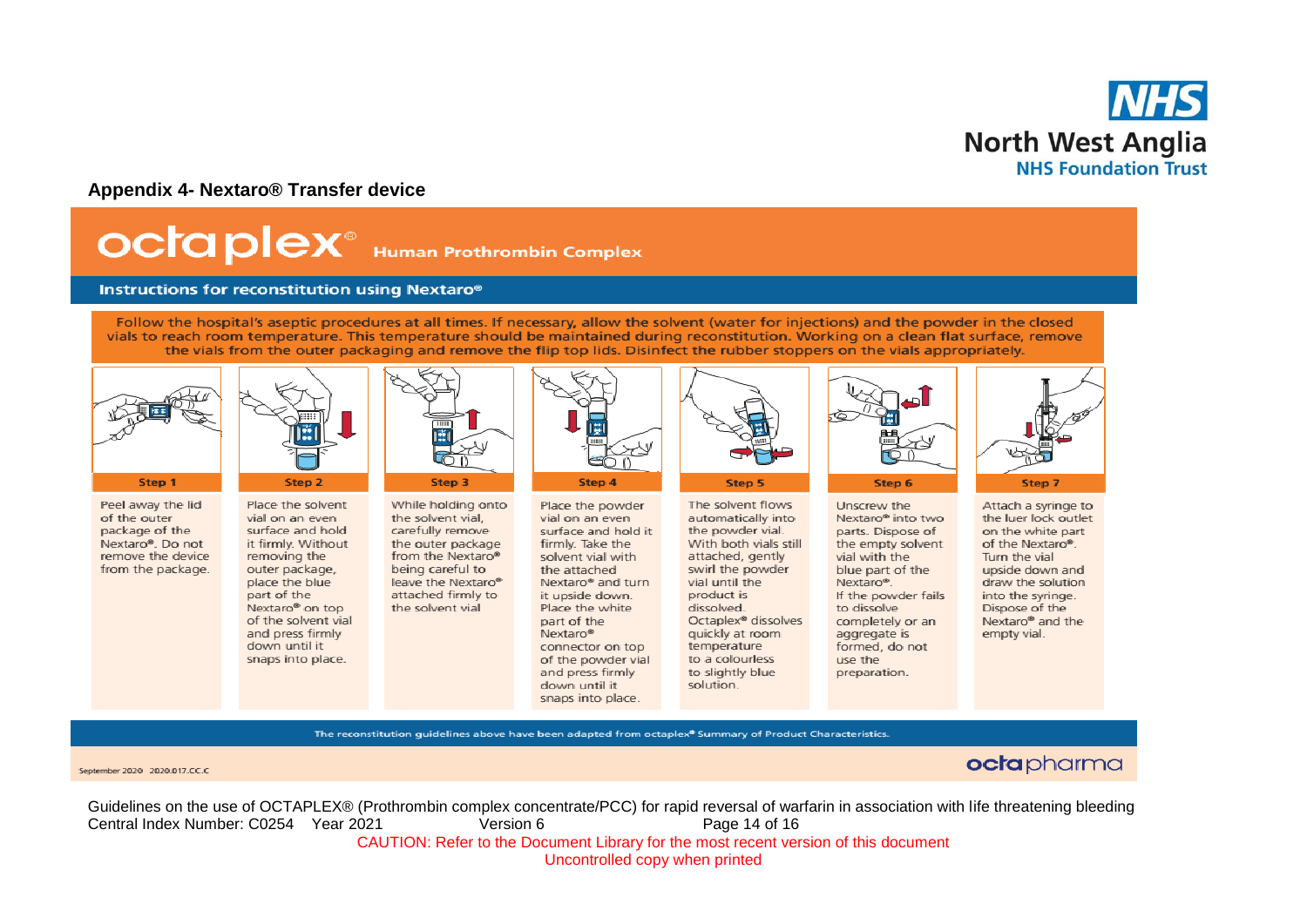## Appendix 4- Nextaro® Transfer device

# octaplex® Human Prothrombin Complex

### Instructions for reconstitution using Nextaro®

Follow the hospital's aseptic procedures at all times. If necessary, allow the solvent (water for injections) and the powder in the closed vials to reach room temperature. This temperature should be maintained during reconstitution. Working on a clean flat surface, remove the vials from the outer packaging and remove the flip top lids. Disinfect the rubber stoppers on the vials appropriately.

**Step 1**

Peel away the lid of the outer package of the Nextaro®. Do not remove the device from the package.

**Step 2**

Place the solvent vial on an even surface and hold it firmly. Without removing the outer package, place the blue part of the Nextaro® on top of the solvent vial and press firmly down until it snaps into place.

**Step 3**

While holding onto the solvent vial, carefully remove the outer package from the Nextaro® being careful to leave the Nextaro® attached firmly to the solvent vial

**Step 4**

Place the powder vial on an even surface and hold it firmly. Take the solvent vial with the attached Nextaro® and turn it upside down. Place the white part of the Nextaro® connector on top of the powder vial and press firmly down until it snaps into place.

**Step 5**

The solvent flows automatically into the powder vial. With both vials still attached, gently swirl the powder vial until the product is dissolved. Octaplex® dissolves quickly at room temperature to a colourless to slightly blue solution.

**Step 6**

Unscrew the Nextaro® into two parts. Dispose of the empty solvent vial with the blue part of the Nextaro®. If the powder fails to dissolve completely or an aggregate is formed, do not use the preparation.

**Step 7**

Attach a syringe to the luer lock outlet on the white part of the Nextaro®. Turn the vial upside down and draw the solution into the syringe. Dispose of the Nextaro® and the empty vial.

The reconstitution guidelines above have been adapted from octaplex® Summary of Product Characteristics.

September 2020 2020.017.CC.C

octapharma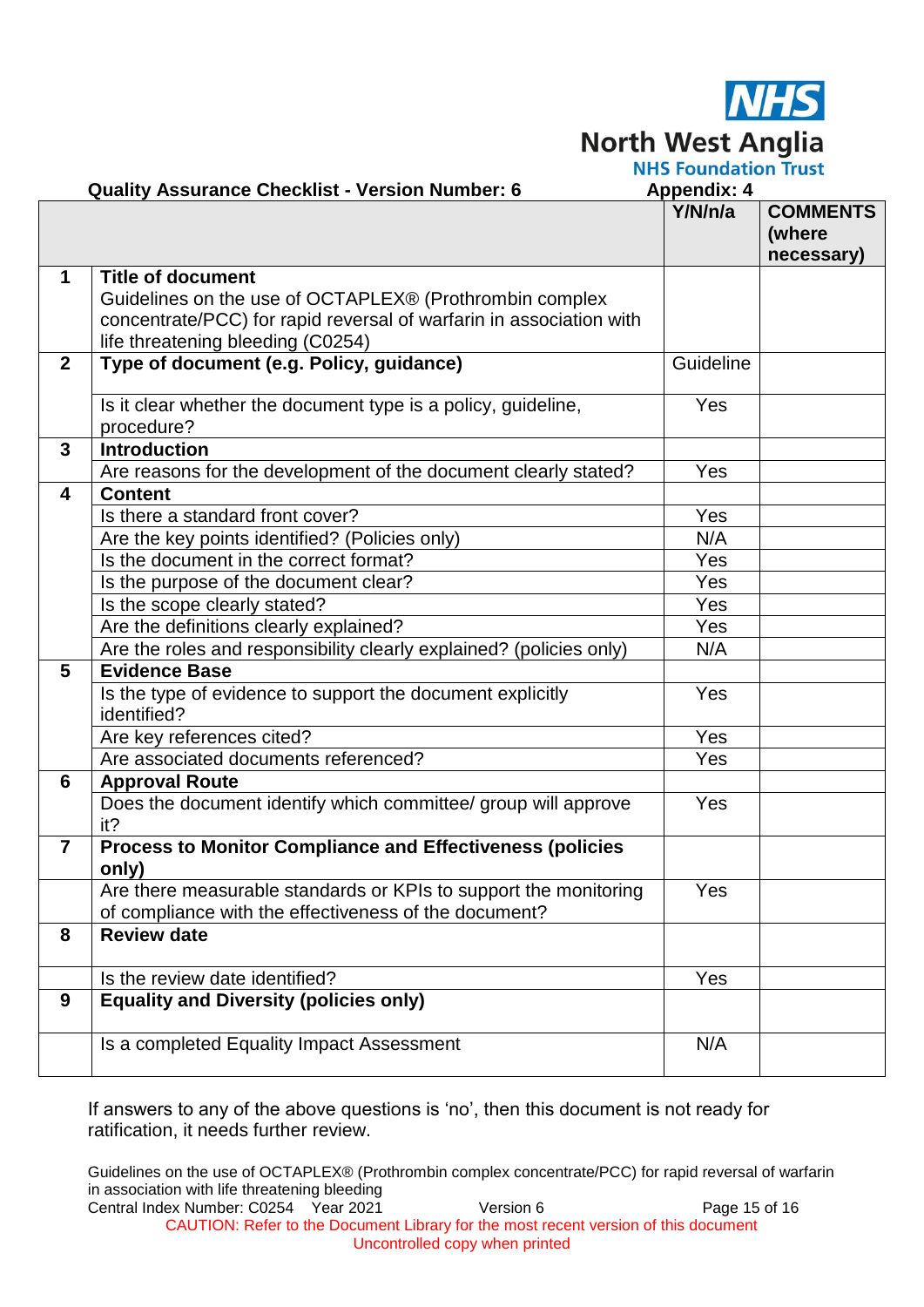**Quality Assurance Checklist - Version Number: 6** **Appendix: 4**

| | | Y/N/n/a | COMMENTS (where necessary) |
|---|---|---|---|
| **1** | **Title of document**<br>Guidelines on the use of OCTAPLEX® (Prothrombin complex concentrate/PCC) for rapid reversal of warfarin in association with life threatening bleeding (C0254) | | |
| **2** | **Type of document (e.g. Policy, guidance)** | Guideline | |
| | Is it clear whether the document type is a policy, guideline, procedure? | Yes | |
| **3** | **Introduction** | | |
| | Are reasons for the development of the document clearly stated? | Yes | |
| **4** | **Content** | | |
| | Is there a standard front cover? | Yes | |
| | Are the key points identified? (Policies only) | N/A | |
| | Is the document in the correct format? | Yes | |
| | Is the purpose of the document clear? | Yes | |
| | Is the scope clearly stated? | Yes | |
| | Are the definitions clearly explained? | Yes | |
| | Are the roles and responsibility clearly explained? (policies only) | N/A | |
| **5** | **Evidence Base** | | |
| | Is the type of evidence to support the document explicitly identified? | Yes | |
| | Are key references cited? | Yes | |
| | Are associated documents referenced? | Yes | |
| **6** | **Approval Route** | | |
| | Does the document identify which committee/ group will approve it? | Yes | |
| **7** | **Process to Monitor Compliance and Effectiveness (policies only)** | | |
| | Are there measurable standards or KPIs to support the monitoring of compliance with the effectiveness of the document? | Yes | |
| **8** | **Review date** | | |
| | Is the review date identified? | Yes | |
| **9** | **Equality and Diversity (policies only)** | | |
| | Is a completed Equality Impact Assessment | N/A | |

If answers to any of the above questions is 'no', then this document is not ready for ratification, it needs further review.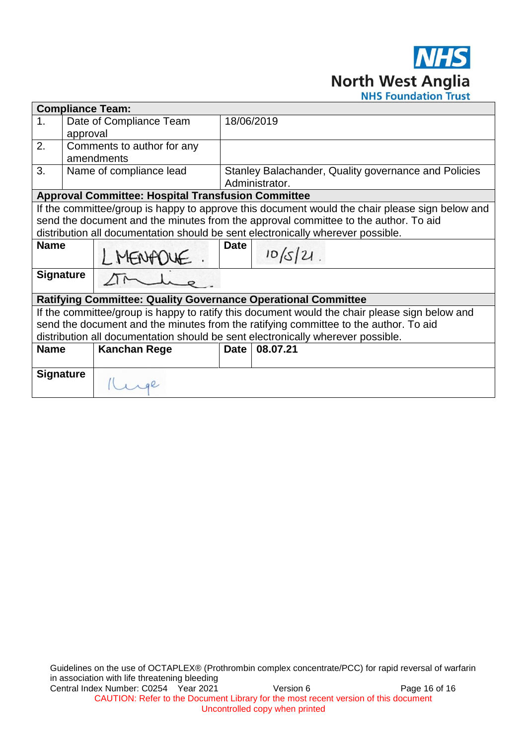| Compliance Team: | | |
|---|---|---|
| 1. | Date of Compliance Team approval | 18/06/2019 |
| 2. | Comments to author for any amendments | |
| 3. | Name of compliance lead | Stanley Balachander, Quality governance and Policies Administrator. |

| Approval Committee: Hospital Transfusion Committee | | | |
|---|---|---|---|
| If the committee/group is happy to approve this document would the chair please sign below and send the document and the minutes from the approval committee to the author. To aid distribution all documentation should be sent electronically wherever possible. | | | |
| **Name** | L MENFOUE. | **Date** | 10/5/21. |
| **Signature** | | | |

| Ratifying Committee: Quality Governance Operational Committee | | | |
|---|---|---|---|
| If the committee/group is happy to ratify this document would the chair please sign below and send the document and the minutes from the ratifying committee to the author. To aid distribution all documentation should be sent electronically wherever possible. | | | |
| **Name** | **Kanchan Rege** | **Date** | **08.07.21** |
| **Signature** | | | |